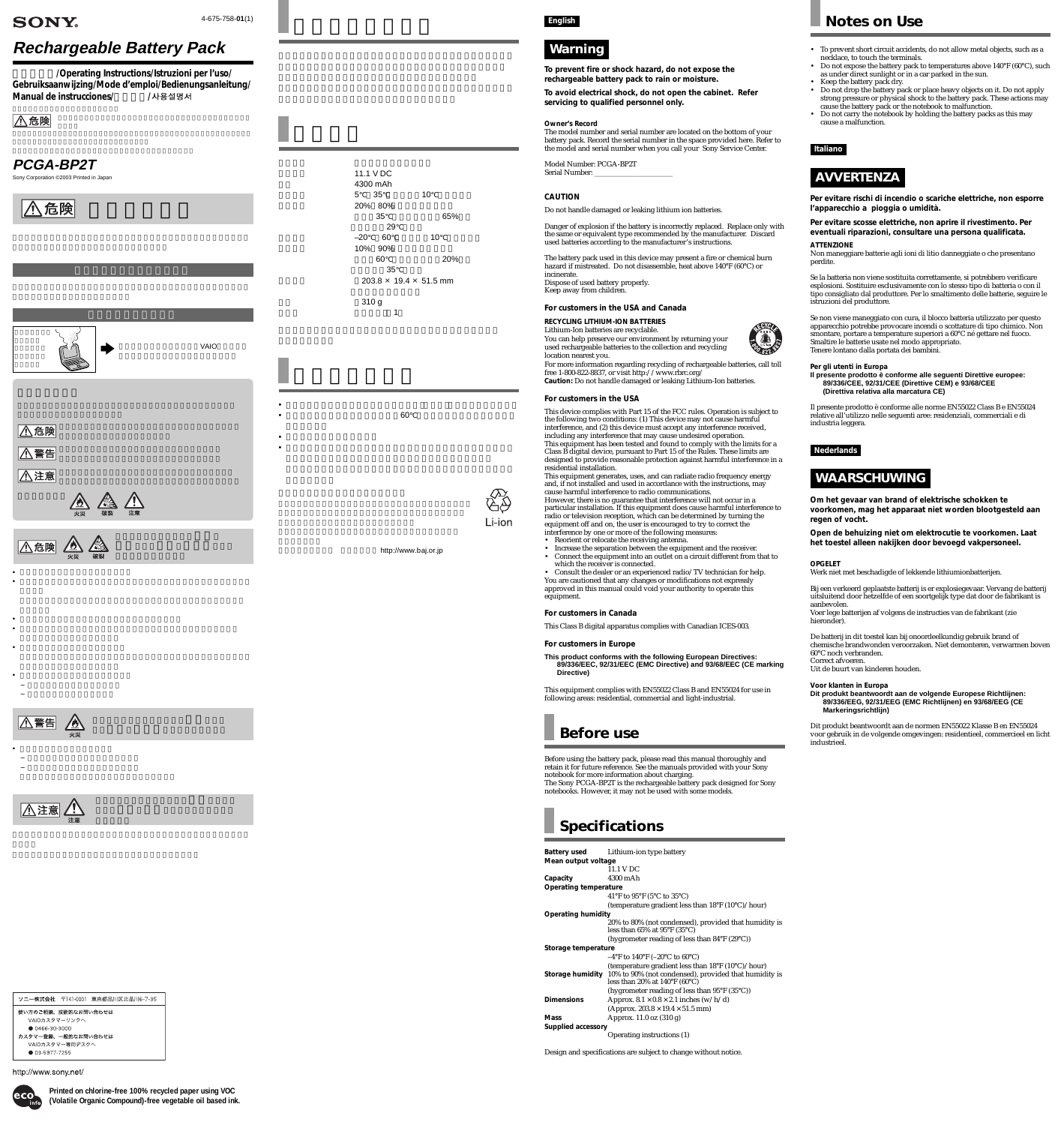SONY

4-675-758-01(1)

# Rechargeable Battery Pack

/Operating Instructions/Istruzioni per l'uso/Gebruiksaanwijzing/Mode d'emploi/Bedienungsanleitung/Manual de instrucciones/ /사용설명서

## PCGA-BP2T

Sony Corporation ©2003 Printed in Japan

⚠危険

VAIO

⚠危険

⚠警告

⚠注意

⚠危険 火災 破裂

⚠警告 火災

⚠注意 注意

11.1 V DC

4300 mAh

5℃ 35℃ 10℃

20% 80%

35℃ 65%

29℃

–20℃ 60℃ 10℃

10% 90%

60℃ 20%

35℃

203.8 × 19.4 × 51.5 mm

310 g

1

60℃

Li-ion

http://www.baj.or.jp

ソニー株式会社 〒141-0001 東京都品川区北品川6-7-35

使い方のご相談、技術的なお問い合わせは
VAIOカスタマーリンクへ
● 0466-30-3000

カスタマー登録、一般的なお問い合わせは
VAIOカスタマー専用デスクへ
● 03-5977-7255

http://www.sony.net/

**Printed on chlorine-free 100% recycled paper using VOC (Volatile Organic Compound)-free vegetable oil based ink.**

English

## Warning

**To prevent fire or shock hazard, do not expose the rechargeable battery pack to rain or moisture.**

**To avoid electrical shock, do not open the cabinet. Refer servicing to qualified personnel only.**

**Owner's Record**

The model number and serial number are located on the bottom of your battery pack. Record the serial number in the space provided here. Refer to the model and serial number when you call your Sony Service Center.

Model Number: PCGA-BP2T
Serial Number: ____________________

**CAUTION**

Do not handle damaged or leaking lithium ion batteries.

Danger of explosion if the battery is incorrectly replaced. Replace only with the same or equivalent type recommended by the manufacturer. Discard used batteries according to the manufacturer's instructions.

The battery pack used in this device may present a fire or chemical burn hazard if mistreated. Do not disassemble, heat above 140°F (60°C) or incinerate.
Dispose of used battery properly.
Keep away from children.

**For customers in the USA and Canada**

**RECYCLING LITHIUM-ION BATTERIES**

Lithium-Ion batteries are recyclable.
You can help preserve our environment by returning your used rechargeable batteries to the collection and recycling location nearest you.
For more information regarding recycling of rechargeable batteries, call toll free 1-800-822-8837, or visit http://www.rbrc.org/
**Caution:** Do not handle damaged or leaking Lithium-Ion batteries.

**For customers in the USA**

This device complies with Part 15 of the FCC rules. Operation is subject to the following two conditions: (1) This device may not cause harmful interference, and (2) this device must accept any interference received, including any interference that may cause undesired operation.
This equipment has been tested and found to comply with the limits for a Class B digital device, pursuant to Part 15 of the Rules. These limits are designed to provide reasonable protection against harmful interference in a residential installation.
This equipment generates, uses, and can radiate radio frequency energy and, if not installed and used in accordance with the instructions, may cause harmful interference to radio communications.
However, there is no guarantee that interference will not occur in a particular installation. If this equipment does cause harmful interference to radio or television reception, which can be determined by turning the equipment off and on, the user is encouraged to try to correct the interference by one or more of the following measures:

- Reorient or relocate the receiving antenna.
- Increase the separation between the equipment and the receiver.
- Connect the equipment into an outlet on a circuit different from that to which the receiver is connected.
- Consult the dealer or an experienced radio/TV technician for help.

You are cautioned that any changes or modifications not expressly approved in this manual could void your authority to operate this equipment.

**For customers in Canada**

This Class B digital apparatus complies with Canadian ICES-003.

**For customers in Europe**

**This product conforms with the following European Directives:**
**89/336/EEC, 92/31/EEC (EMC Directive) and 93/68/EEC (CE marking Directive)**

This equipment complies with EN55022 Class B and EN55024 for use in following areas: residential, commercial and light-industrial.

## Before use

Before using the battery pack, please read this manual thoroughly and retain it for future reference. See the manuals provided with your Sony notebook for more information about charging.
The Sony PCGA-BP2T is the rechargeable battery pack designed for Sony notebooks. However, it may not be used with some models.

## Specifications

**Battery used** Lithium-ion type battery

**Mean output voltage**
11.1 V DC

**Capacity** 4300 mAh

**Operating temperature**
41°F to 95°F (5°C to 35°C)
(temperature gradient less than 18°F (10°C)/ hour)

**Operating humidity**
20% to 80% (not condensed), provided that humidity is less than 65% at 95°F (35°C)
(hygrometer reading of less than 84°F (29°C))

**Storage temperature**
–4°F to 140°F (–20°C to 60°C)
(temperature gradient less than 18°F (10°C)/ hour)

**Storage humidity** 10% to 90% (not condensed), provided that humidity is less than 20% at 140°F (60°C)
(hygrometer reading of less than 95°F (35°C))

**Dimensions** Approx. 8.1 × 0.8 × 2.1 inches (w/h/d)
(Approx. 203.8 × 19.4 × 51.5 mm)

**Mass** Approx. 11.0 oz (310 g)

**Supplied accessory**
Operating instructions (1)

Design and specifications are subject to change without notice.

## Notes on Use

- To prevent short circuit accidents, do not allow metal objects, such as a necklace, to touch the terminals.
- Do not expose the battery pack to temperatures above 140°F (60°C), such as under direct sunlight or in a car parked in the sun.
- Keep the battery pack dry.
- Do not drop the battery pack or place heavy objects on it. Do not apply strong pressure or physical shock to the battery pack. These actions may cause the battery pack or the notebook to malfunction.
- Do not carry the notebook by holding the battery packs as this may cause a malfunction.

Italiano

## AVVERTENZA

**Per evitare rischi di incendio o scariche elettriche, non esporre l'apparecchio a pioggia o umidità.**

**Per evitare scosse elettriche, non aprire il rivestimento. Per eventuali riparazioni, consultare una persona qualificata.**

**ATTENZIONE**

Non maneggiare batterie agli ioni di litio danneggiate o che presentano perdite.

Se la batteria non viene sostituita correttamente, si potrebbero verificare esplosioni. Sostituire esclusivamente con lo stesso tipo di batteria o con il tipo consigliato dal produttore. Per lo smaltimento delle batterie, seguire le istruzioni del produttore.

Se non viene maneggiato con cura, il blocco batteria utilizzato per questo apparecchio potrebbe provocare incendi o scottature di tipo chimico. Non smontare, portare a temperature superiori a 60°C né gettare nel fuoco.
Smaltire le batterie usate nel modo appropriato.
Tenere lontano dalla portata dei bambini.

**Per gli utenti in Europa**

**Il presente prodotto è conforme alle seguenti Direttive europee:**
**89/336/CEE, 92/31/CEE (Direttive CEM) e 93/68/CEE (Direttiva relativa alla marcatura CE)**

Il presente prodotto è conforme alle norme EN55022 Classe B e EN55024 relative all'utilizzo nelle seguenti aree: residenziali, commerciali e di industria leggera.

Nederlands

## WAARSCHUWING

**Om het gevaar van brand of elektrische schokken te voorkomen, mag het apparaat niet worden blootgesteld aan regen of vocht.**

**Open de behuizing niet om elektrocutie te voorkomen. Laat het toestel alleen nakijken door bevoegd vakpersoneel.**

**OPGELET**

Werk niet met beschadigde of lekkende lithiumionbatterijen.

Bij een verkeerd geplaatste batterij is er explosiegevaar. Vervang de batterij uitsluitend door hetzelfde of een soortgelijk type dat door de fabrikant is aanbevolen.
Voer lege batterijen af volgens de instructies van de fabrikant (zie hieronder).

De batterij in dit toestel kan bij onoordeelkundig gebruik brand of chemische brandwonden veroorzaken. Niet demonteren, verwarmen boven 60°C noch verbranden.
Correct afvoeren.
Uit de buurt van kinderen houden.

**Voor klanten in Europa**

**Dit produkt beantwoordt aan de volgende Europese Richtlijnen:**
**89/336/EEG, 92/31/EEG (EMC Richtlijnen) en 93/68/EEG (CE Markeringsrichtlijn)**

Dit produkt beantwoordt aan de normen EN55022 Klasse B en EN55024 voor gebruik in de volgende omgevingen: residentieel, commercieel en licht industrieel.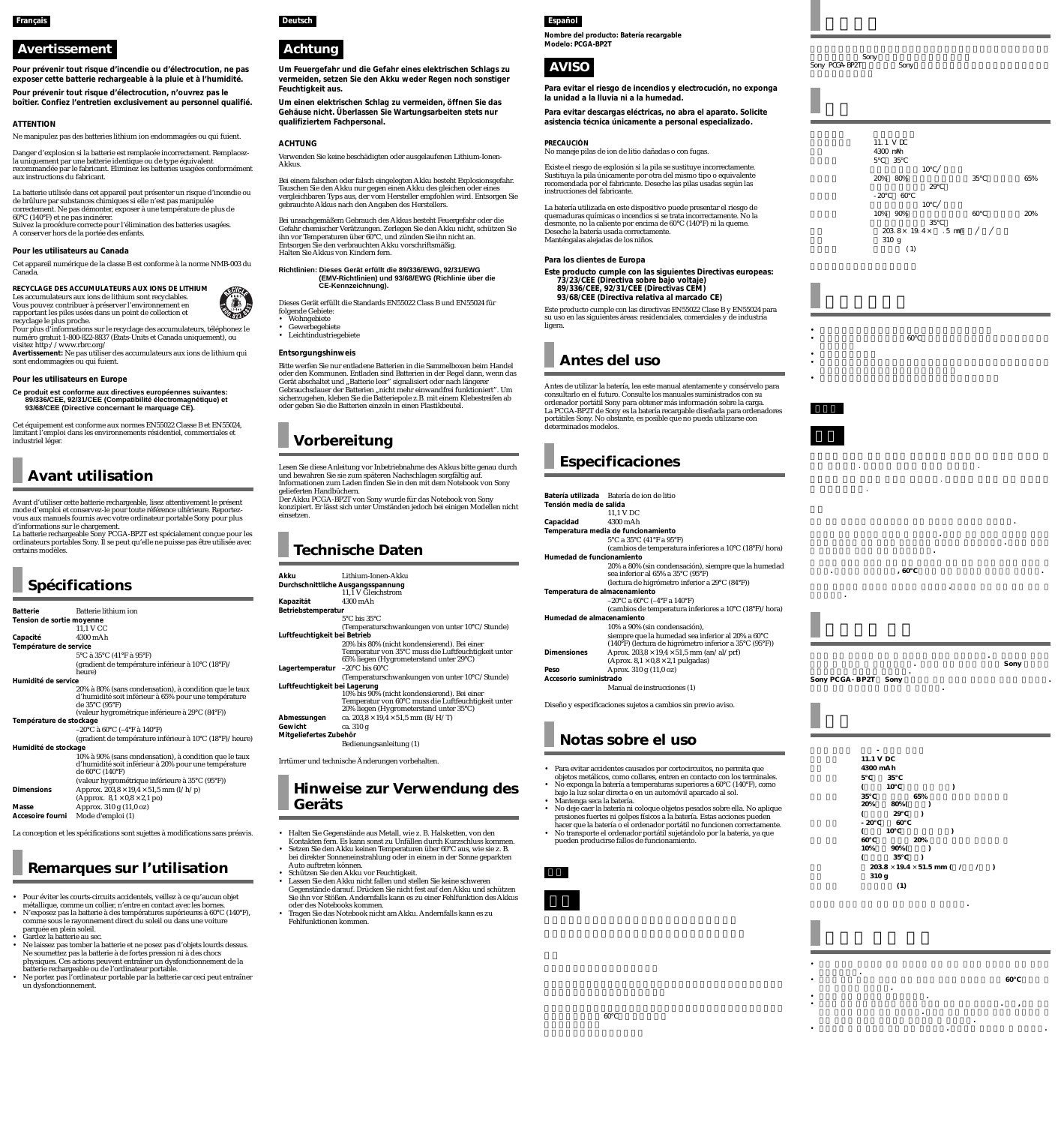Français

## Avertissement

**Pour prévenir tout risque d'incendie ou d'électrocution, ne pas exposer cette batterie rechargeable à la pluie et à l'humidité.**

**Pour prévenir tout risque d'électrocution, n'ouvrez pas le boîtier. Confiez l'entretien exclusivement au personnel qualifié.**

**ATTENTION**

Ne manipulez pas des batteries lithium ion endommagées ou qui fuient.

Danger d'explosion si la batterie est remplacée incorrectement. Remplacez-la uniquement par une batterie identique ou de type équivalent recommandée par le fabricant. Eliminez les batteries usagées conformément aux instructions du fabricant.

La batterie utilisée dans cet appareil peut présenter un risque d'incendie ou de brûlure par substances chimiques si elle n'est pas manipulée correctement. Ne pas démonter, exposer à une température de plus de 60°C (140°F) et ne pas incinérer.
Suivez la procédure correcte pour l'élimination des batteries usagées.
A conserver hors de la portée des enfants.

**Pour les utilisateurs au Canada**

Cet appareil numérique de la classe B est conforme à la norme NMB-003 du Canada.

**RECYCLAGE DES ACCUMULATEURS AUX IONS DE LITHIUM**
Les accumulateurs aux ions de lithium sont recyclables.
Vous pouvez contribuer à préserver l'environnement en rapportant les piles usées dans un point de collection et recyclage le plus proche.
Pour plus d'informations sur le recyclage des accumulateurs, téléphonez le numéro gratuit 1-800-822-8837 (Etats-Unis et Canada uniquement), ou visitez http://www.rbrc.org/
**Avertissement:** Ne pas utiliser des accumulateurs aux ions de lithium qui sont endommagées ou qui fuient.

**Pour les utilisateurs en Europe**

**Ce produit est conforme aux directives européennes suivantes:**
**89/336/CEE, 92/31/CEE (Compatibilité électromagnétique) et**
**93/68/CEE (Directive concernant le marquage CE).**

Cet équipement est conforme aux normes EN55022 Classe B et EN55024, limitant l'emploi dans les environnements résidentiel, commerciales et industriel léger.

## Avant utilisation

Avant d'utiliser cette batterie rechargeable, lisez attentivement le présent mode d'emploi et conservez-le pour toute référence ultérieure. Reportez-vous aux manuels fournis avec votre ordinateur portable Sony pour plus d'informations sur le chargement.
La batterie rechargeable Sony PCGA-BP2T est spécialement conçue pour les ordinateurs portables Sony. Il se peut qu'elle ne puisse pas être utilisée avec certains modèles.

## Spécifications

**Batterie** Batterie lithium ion
**Tension de sortie moyenne**
11,1 V CC
**Capacité** 4300 mAh
**Température de service**
5°C à 35°C (41°F à 95°F)
(gradient de température inférieur à 10°C (18°F)/heure)
**Humidité de service**
20% à 80% (sans condensation), à condition que le taux d'humidité soit inférieur à 65% pour une température de 35°C (95°F)
(valeur hygrométrique inférieure à 29°C (84°F))
**Température de stockage**
–20°C à 60°C (–4°F à 140°F)
(gradient de température inférieur à 10°C (18°F)/heure)
**Humidité de stockage**
10% à 90% (sans condensation), à condition que le taux d'humidité soit inférieur à 20% pour une température de 60°C (140°F)
(valeur hygrométrique inférieure à 35°C (95°F))
**Dimensions** Approx. 203,8 × 19,4 × 51,5 mm (l/h/p)
(Approx. 8,1 × 0,8 × 2,1 po)
**Masse** Approx. 310 g (11,0 oz)
**Accesoire fourni** Mode d'emploi (1)

La conception et les spécifications sont sujettes à modifications sans préavis.

## Remarques sur l'utilisation

- Pour éviter les courts-circuits accidentels, veillez à ce qu'aucun objet métallique, comme un collier, n'entre en contact avec les bornes.
- N'exposez pas la batterie à des températures supérieures à 60°C (140°F), comme sous le rayonnement direct du soleil ou dans une voiture parquée en plein soleil.
- Gardez la batterie au sec.
- Ne laissez pas tomber la batterie et ne posez pas d'objets lourds dessus. Ne soumettez pas la batterie à de fortes pression ni à des chocs physiques. Ces actions peuvent entraîner un dysfonctionnement de la batterie rechargeable ou de l'ordinateur portable.
- Ne portez pas l'ordinateur portable par la batterie car ceci peut entraîner un dysfonctionnement.

Deutsch

## Achtung

**Um Feuergefahr und die Gefahr eines elektrischen Schlags zu vermeiden, setzen Sie den Akku weder Regen noch sonstiger Feuchtigkeit aus.**

**Um einen elektrischen Schlag zu vermeiden, öffnen Sie das Gehäuse nicht. Überlassen Sie Wartungsarbeiten stets nur qualifiziertem Fachpersonal.**

**ACHTUNG**

Verwenden Sie keine beschädigten oder ausgelaufenen Lithium-Ionen-Akkus.

Bei einem falschen oder falsch eingelegten Akku besteht Explosionsgefahr. Tauschen Sie den Akku nur gegen einen Akku des gleichen oder eines vergleichbaren Typs aus, der vom Hersteller empfohlen wird. Entsorgen Sie gebrauchte Akkus nach den Angaben des Herstellers.

Bei unsachgemäßem Gebrauch des Akkus besteht Feuergefahr oder die Gefahr chemischer Verätzungen. Zerlegen Sie den Akku nicht, schützen Sie ihn vor Temperaturen über 60°C, und zünden Sie ihn nicht an.
Entsorgen Sie den verbrauchten Akku vorschriftsmäßig.
Halten Sie Akkus von Kindern fern.

**Richtlinien: Dieses Gerät erfüllt die 89/336/EWG, 92/31/EWG (EMV-Richtlinien) und 93/68/EWG (Richlinie über die CE-Kennzeichnung).**

Dieses Gerät erfüllt die Standards EN55022 Class B und EN55024 für folgende Gebiete:
- Wohngebiete
- Gewerbegebiete
- Leichtindustriegebiete

**Entsorgungshinweis**

Bitte werfen Sie nur entladene Batterien in die Sammelboxen beim Handel oder den Kommunen. Entladen sind Batterien in der Regel dann, wenn das Gerät abschaltet und „Batterie leer" signalisiert oder nach längerer Gebrauchsdauer der Batterien „nicht mehr einwandfrei funktioniert". Um sicherzugehen, kleben Sie die Batteriepole z.B. mit einem Klebestreifen ab oder geben Sie die Batterien einzeln in einen Plastikbeutel.

## Vorbereitung

Lesen Sie diese Anleitung vor Inbetriebnahme des Akkus bitte genau durch und bewahren Sie sie zum späteren Nachschlagen sorgfältig auf. Informationen zum Laden finden Sie in den mit dem Notebook von Sony gelieferten Handbüchern.
Der Akku PCGA-BP2T von Sony wurde für das Notebook von Sony konzipiert. Er lässt sich unter Umständen jedoch bei einigen Modellen nicht einsetzen.

## Technische Daten

**Akku** Lithium-Ionen-Akku
**Durchschnittliche Ausgangsspannung**
11,1 V Gleichstrom
**Kapazität** 4300 mAh
**Betriebstemperatur**
5°C bis 35°C
(Temperaturschwankungen von unter 10°C/Stunde)
**Luftfeuchtigkeit bei Betrieb**
20% bis 80% (nicht kondensierend). Bei einer Temperatur von 35°C muss die Luftfeuchtigkeit unter 65% liegen (Hygrometerstand unter 29°C)
**Lagertemperatur** –20°C bis 60°C
(Temperaturschwankungen von unter 10°C/Stunde)
**Luftfeuchtigkeit bei Lagerung**
10% bis 90% (nicht kondensierend). Bei einer Temperatur von 60°C muss die Luftfeuchtigkeit unter 20% liegen (Hygrometerstand unter 35°C)
**Abmessungen** ca. 203,8 × 19,4 × 51,5 mm (B/H/T)
**Gewicht** ca. 310 g
**Mitgeliefertes Zubehör**
Bedienungsanleitung (1)

Irrtümer und technische Änderungen vorbehalten.

## Hinweise zur Verwendung des Geräts

- Halten Sie Gegenstände aus Metall, wie z. B. Halsketten, von den Kontakten fern. Es kann sonst zu Unfällen durch Kurzschluss kommen.
- Setzen Sie den Akku keinen Temperaturen über 60°C aus, wie z. B. bei direkter Sonneneinstrahlung oder in einem in der Sonne geparkten Auto auftreten können.
- Schützen Sie den Akku vor Feuchtigkeit.
- Lassen Sie den Akku nicht fallen und stellen Sie keine schweren Gegenstände darauf. Drücken Sie nicht fest auf den Akku und schützen Sie ihn vor Stößen. Andernfalls kann es zu einer Fehlfunktion des Akkus oder des Notebooks kommen.
- Tragen Sie das Notebook nicht am Akku. Andernfalls kann es zu Fehlfunktionen kommen.

Español

**Nombre del producto: Batería recargable**
**Modelo: PCGA-BP2T**

## AVISO

**Para evitar el riesgo de incendios y electrocución, no exponga la unidad a la lluvia ni a la humedad.**

**Para evitar descargas eléctricas, no abra el aparato. Solicite asistencia técnica únicamente a personal especializado.**

**PRECAUCIÓN**
No maneje pilas de ion de litio dañadas o con fugas.

Existe el riesgo de explosión si la pila se sustituye incorrectamente. Sustituya la pila únicamente por otra del mismo tipo o equivalente recomendada por el fabricante. Deseche las pilas usadas según las instrucciones del fabricante.

La batería utilizada en este dispositivo puede presentar el riesgo de quemaduras químicas o incendios si se trata incorrectamente. No la desmonte, no la caliente por encima de 60°C (140°F) ni la queme.
Deseche la batería usada correctamente.
Manténgalas alejadas de los niños.

**Para los clientes de Europa**

**Este producto cumple con las siguientes Directivas europeas:**
**73/23/CEE (Directiva sobre bajo voltaje)**
**89/336/CEE, 92/31/CEE (Directivas CEM)**
**93/68/CEE (Directiva relativa al marcado CE)**

Este producto cumple con las directivas EN55022 Clase B y EN55024 para su uso en las siguientes áreas: residenciales, comerciales y de industria ligera.

## Antes del uso

Antes de utilizar la batería, lea este manual atentamente y consérvelo para consultarlo en el futuro. Consulte los manuales suministrados con su ordenador portátil Sony para obtener más información sobre la carga.
La PCGA-BP2T de Sony es la batería recargable diseñada para ordenadores portátiles Sony. No obstante, es posible que no pueda utilizarse con determinados modelos.

## Especificaciones

**Batería utilizada** Batería de ion de litio
**Tensión media de salida**
11,1 V DC
**Capacidad** 4300 mAh
**Temperatura media de funcionamiento**
5°C a 35°C (41°F a 95°F)
(cambios de temperatura inferiores a 10°C (18°F)/hora)
**Humedad de funcionamiento**
20% a 80% (sin condensación), siempre que la humedad sea inferior al 65% a 35°C (95°F)
(lectura de higrómetro inferior a 29°C (84°F))
**Temperatura de almacenamiento**
–20°C a 60°C (–4°F a 140°F)
(cambios de temperatura inferiores a 10°C (18°F)/hora)
**Humedad de almacenamiento**
10% a 90% (sin condensación), siempre que la humedad sea inferior al 20% a 60°C (140°F) (lectura de higrómetro inferior a 35°C (95°F))
**Dimensiones** Aprox. 203,8 × 19,4 × 51,5 mm (an/al/prf)
(Aprox. 8,1 × 0,8 × 2,1 pulgadas)
**Peso** Aprox. 310 g (11,0 oz)
**Accesorio suministrado**
Manual de instrucciones (1)

Diseño y especificaciones sujetos a cambios sin previo aviso.

## Notas sobre el uso

- Para evitar accidentes causados por cortocircuitos, no permita que objetos metálicos, como collares, entren en contacto con los terminales.
- No exponga la batería a temperaturas superiores a 60°C (140°F), como bajo la luz solar directa o en un automóvil aparcado al sol.
- Mantenga seca la batería.
- No deje caer la batería ni coloque objetos pesados sobre ella. No aplique presiones fuertes ni golpes físicos a la batería. Estas acciones pueden hacer que la batería o el ordenador portátil no funcionen correctamente.
- No transporte el ordenador portátil sujetándolo por la batería, ya que pueden producirse fallos de funcionamiento.

Sony
Sony PCGA-BP2T Sony

11.1 V DC
4300 mAh
5°C 35°C
10°C/
20% 80% 35°C 65%
29°C
-20°C 60°C
10°C/
10% 90% 60°C 20%
35°C
203.8 × 19.4 × 51.5 mm
310 g
(1)

60°C

60°C

60°C

Sony
Sony PCGA-BP2T Sony

11.1 V DC
4300 mAh
5°C 35°C
( 10°C )
35°C 65%
20% 80%( )
( 29°C )
- 20°C 60°C
( 10°C )
60°C 20%
10% 90%( )
( 35°C )
203.8 × 19.4 × 51.5 mm ( / / )
310 g
(1)

60°C